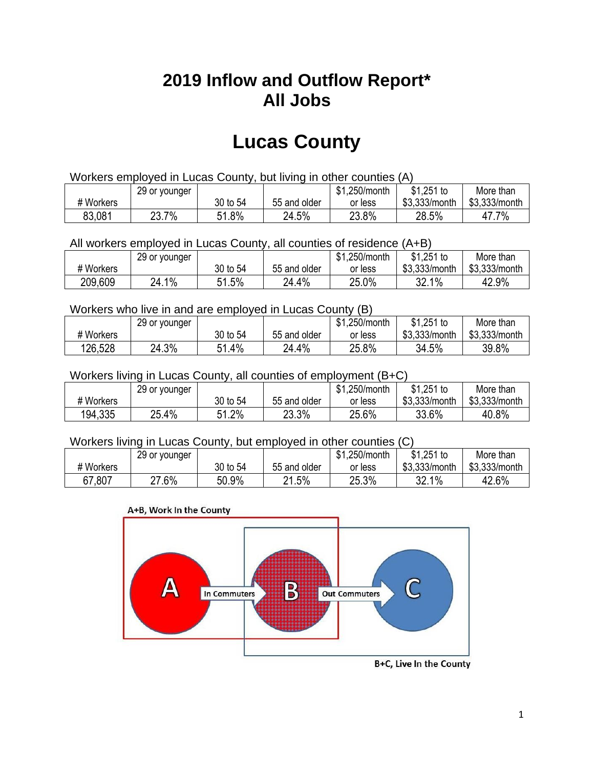# 2019 Inflow and Outflow Report*
# All Jobs

# Lucas County

Workers employed in Lucas County, but living in other counties (A)

| # Workers | 29 or younger | 30 to 54 | 55 and older | $1,250/month or less | $1,251 to $3,333/month | More than $3,333/month |
|---|---|---|---|---|---|---|
| 83,081 | 23.7% | 51.8% | 24.5% | 23.8% | 28.5% | 47.7% |

All workers employed in Lucas County, all counties of residence (A+B)

| # Workers | 29 or younger | 30 to 54 | 55 and older | $1,250/month or less | $1,251 to $3,333/month | More than $3,333/month |
|---|---|---|---|---|---|---|
| 209,609 | 24.1% | 51.5% | 24.4% | 25.0% | 32.1% | 42.9% |

Workers who live in and are employed in Lucas County (B)

| # Workers | 29 or younger | 30 to 54 | 55 and older | $1,250/month or less | $1,251 to $3,333/month | More than $3,333/month |
|---|---|---|---|---|---|---|
| 126,528 | 24.3% | 51.4% | 24.4% | 25.8% | 34.5% | 39.8% |

Workers living in Lucas County, all counties of employment (B+C)

| # Workers | 29 or younger | 30 to 54 | 55 and older | $1,250/month or less | $1,251 to $3,333/month | More than $3,333/month |
|---|---|---|---|---|---|---|
| 194,335 | 25.4% | 51.2% | 23.3% | 25.6% | 33.6% | 40.8% |

Workers living in Lucas County, but employed in other counties (C)

| # Workers | 29 or younger | 30 to 54 | 55 and older | $1,250/month or less | $1,251 to $3,333/month | More than $3,333/month |
|---|---|---|---|---|---|---|
| 67,807 | 27.6% | 50.9% | 21.5% | 25.3% | 32.1% | 42.6% |

A+B, Work In the County

A — In Commuters → B — Out Commuters → C

B+C, Live In the County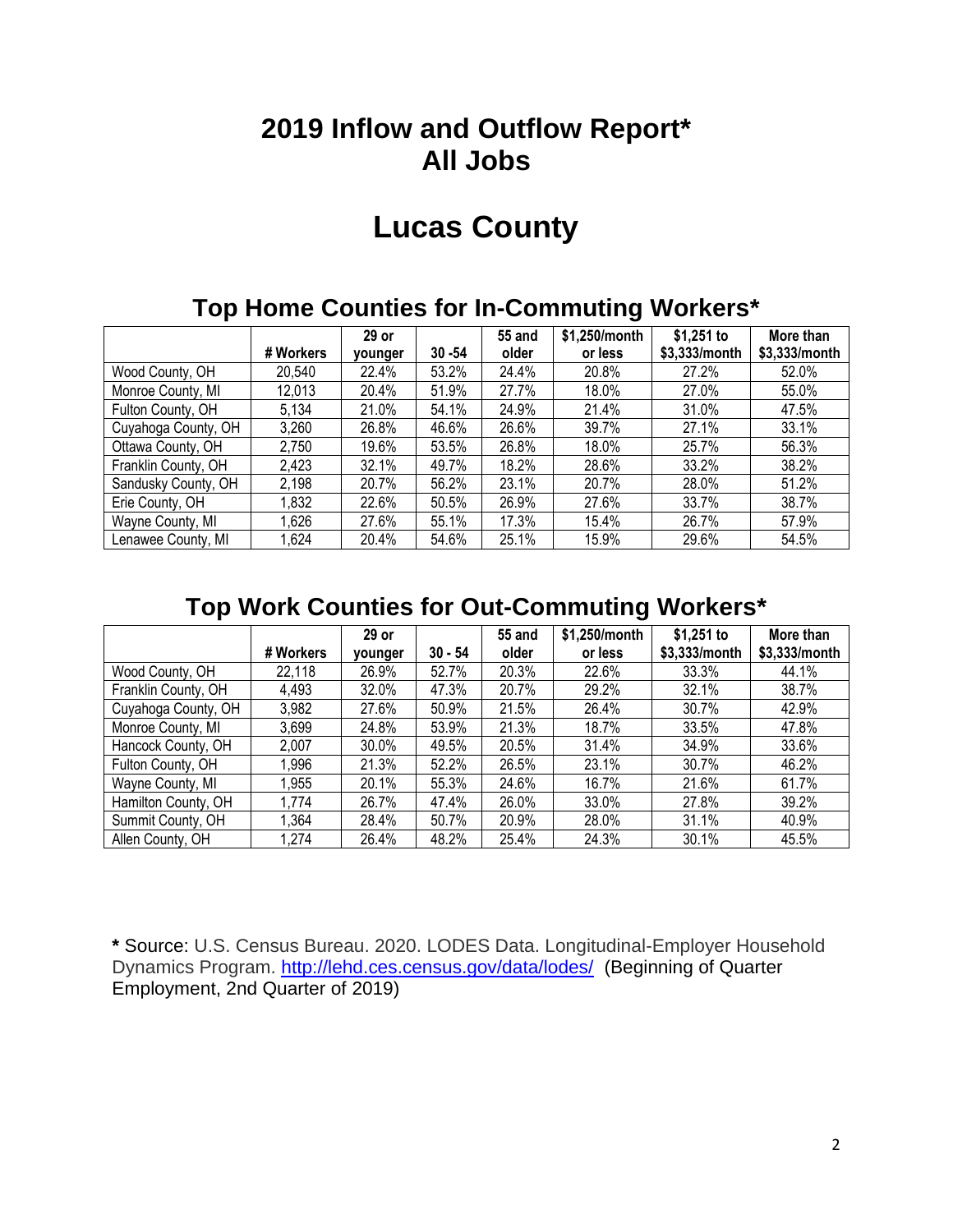# 2019 Inflow and Outflow Report*
# All Jobs

# Lucas County

## Top Home Counties for In-Commuting Workers*

| | # Workers | 29 or younger | 30 -54 | 55 and older | $1,250/month or less | $1,251 to $3,333/month | More than $3,333/month |
|---|---|---|---|---|---|---|---|
| Wood County, OH | 20,540 | 22.4% | 53.2% | 24.4% | 20.8% | 27.2% | 52.0% |
| Monroe County, MI | 12,013 | 20.4% | 51.9% | 27.7% | 18.0% | 27.0% | 55.0% |
| Fulton County, OH | 5,134 | 21.0% | 54.1% | 24.9% | 21.4% | 31.0% | 47.5% |
| Cuyahoga County, OH | 3,260 | 26.8% | 46.6% | 26.6% | 39.7% | 27.1% | 33.1% |
| Ottawa County, OH | 2,750 | 19.6% | 53.5% | 26.8% | 18.0% | 25.7% | 56.3% |
| Franklin County, OH | 2,423 | 32.1% | 49.7% | 18.2% | 28.6% | 33.2% | 38.2% |
| Sandusky County, OH | 2,198 | 20.7% | 56.2% | 23.1% | 20.7% | 28.0% | 51.2% |
| Erie County, OH | 1,832 | 22.6% | 50.5% | 26.9% | 27.6% | 33.7% | 38.7% |
| Wayne County, MI | 1,626 | 27.6% | 55.1% | 17.3% | 15.4% | 26.7% | 57.9% |
| Lenawee County, MI | 1,624 | 20.4% | 54.6% | 25.1% | 15.9% | 29.6% | 54.5% |

## Top Work Counties for Out-Commuting Workers*

| | # Workers | 29 or younger | 30 - 54 | 55 and older | $1,250/month or less | $1,251 to $3,333/month | More than $3,333/month |
|---|---|---|---|---|---|---|---|
| Wood County, OH | 22,118 | 26.9% | 52.7% | 20.3% | 22.6% | 33.3% | 44.1% |
| Franklin County, OH | 4,493 | 32.0% | 47.3% | 20.7% | 29.2% | 32.1% | 38.7% |
| Cuyahoga County, OH | 3,982 | 27.6% | 50.9% | 21.5% | 26.4% | 30.7% | 42.9% |
| Monroe County, MI | 3,699 | 24.8% | 53.9% | 21.3% | 18.7% | 33.5% | 47.8% |
| Hancock County, OH | 2,007 | 30.0% | 49.5% | 20.5% | 31.4% | 34.9% | 33.6% |
| Fulton County, OH | 1,996 | 21.3% | 52.2% | 26.5% | 23.1% | 30.7% | 46.2% |
| Wayne County, MI | 1,955 | 20.1% | 55.3% | 24.6% | 16.7% | 21.6% | 61.7% |
| Hamilton County, OH | 1,774 | 26.7% | 47.4% | 26.0% | 33.0% | 27.8% | 39.2% |
| Summit County, OH | 1,364 | 28.4% | 50.7% | 20.9% | 28.0% | 31.1% | 40.9% |
| Allen County, OH | 1,274 | 26.4% | 48.2% | 25.4% | 24.3% | 30.1% | 45.5% |

**\*** Source: U.S. Census Bureau. 2020. LODES Data. Longitudinal-Employer Household Dynamics Program. http://lehd.ces.census.gov/data/lodes/ (Beginning of Quarter Employment, 2nd Quarter of 2019)